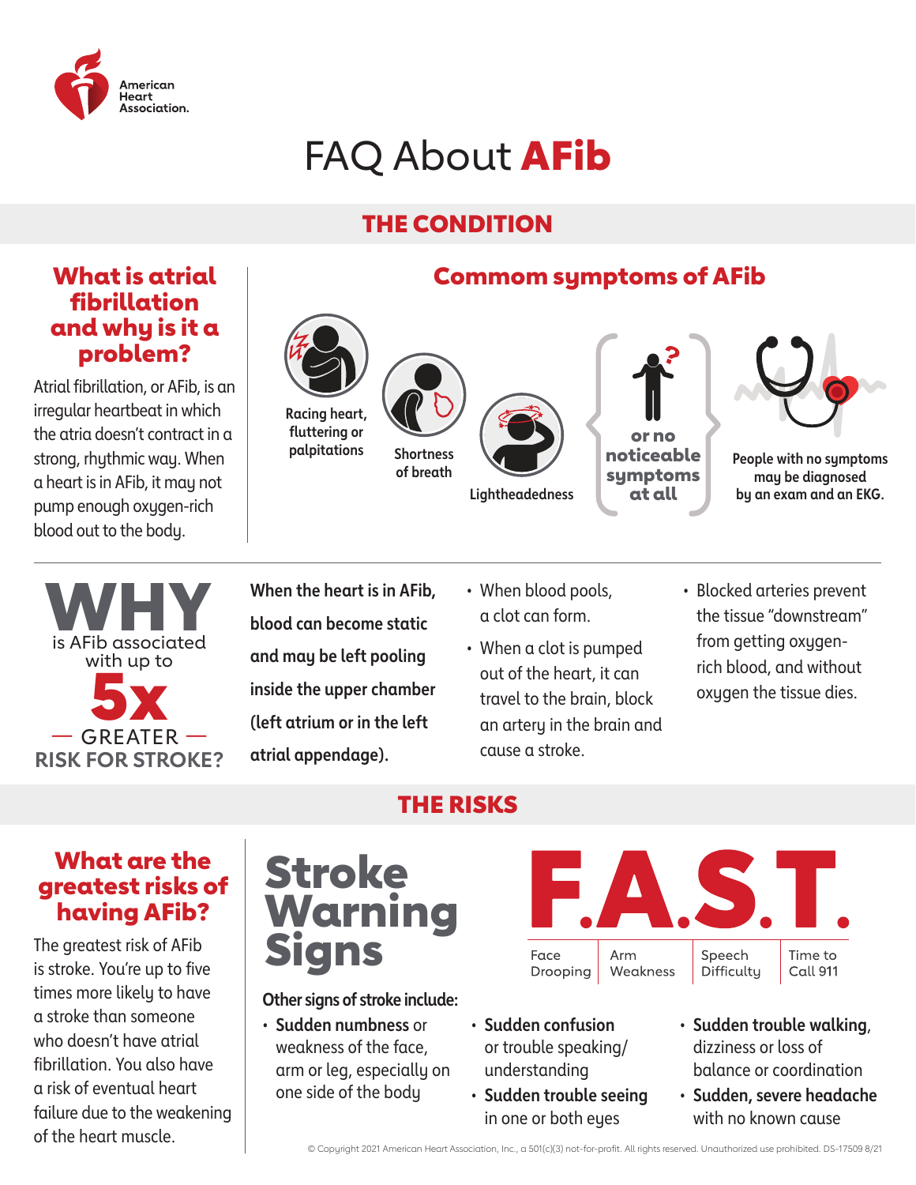# FAQ About **AFib**

## THE CONDITION

### What is atrial fibrillation and why is it a problem?

Atrial fibrillation, or AFib, is an irregular heartbeat in which the atria doesn't contract in a strong, rhythmic way. When a heart is in AFib, it may not pump enough oxygen-rich blood out to the body.

### Commom symptoms of AFib

- Racing heart, fluttering or palpitations
- Shortness of breath
- Lightheadedness
- or no noticeable symptoms at all

People with no symptoms may be diagnosed by an exam and an EKG.

### WHY is AFib associated with up to 5x — GREATER — RISK FOR STROKE?

**When the heart is in AFib, blood can become static and may be left pooling inside the upper chamber (left atrium or in the left atrial appendage).**

- When blood pools, a clot can form.
- When a clot is pumped out of the heart, it can travel to the brain, block an artery in the brain and cause a stroke.
- Blocked arteries prevent the tissue "downstream" from getting oxygen-rich blood, and without oxygen the tissue dies.

## THE RISKS

### What are the greatest risks of having AFib?

The greatest risk of AFib is stroke. You're up to five times more likely to have a stroke than someone who doesn't have atrial fibrillation. You also have a risk of eventual heart failure due to the weakening of the heart muscle.

### Stroke Warning Signs

**F.A.S.T.**

| F | A | S | T |
|---|---|---|---|
| Face Drooping | Arm Weakness | Speech Difficulty | Time to Call 911 |

**Other signs of stroke include:**

- **Sudden numbness** or weakness of the face, arm or leg, especially on one side of the body
- **Sudden confusion** or trouble speaking/understanding
- **Sudden trouble seeing** in one or both eyes
- **Sudden trouble walking**, dizziness or loss of balance or coordination
- **Sudden, severe headache** with no known cause

© Copyright 2021 American Heart Association, Inc., a 501(c)(3) not-for-profit. All rights reserved. Unauthorized use prohibited. DS-17509 8/21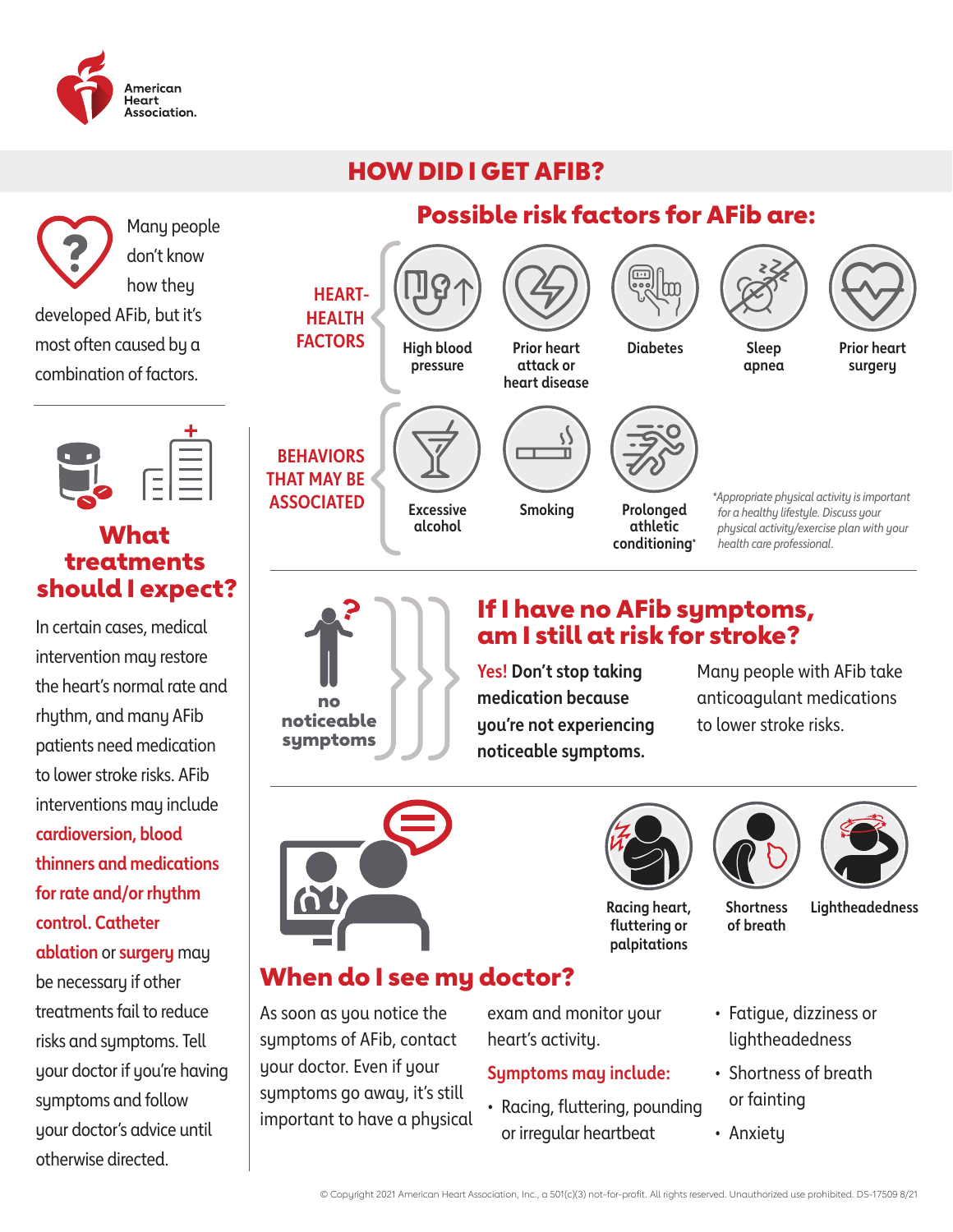# HOW DID I GET AFIB?

Many people don't know how they developed AFib, but it's most often caused by a combination of factors.

## Possible risk factors for AFib are:

**HEART-HEALTH FACTORS**

- High blood pressure
- Prior heart attack or heart disease
- Diabetes
- Sleep apnea
- Prior heart surgery

**BEHAVIORS THAT MAY BE ASSOCIATED**

- Excessive alcohol
- Smoking
- Prolonged athletic conditioning*

*\*Appropriate physical activity is important for a healthy lifestyle. Discuss your physical activity/exercise plan with your health care professional.*

## What treatments should I expect?

In certain cases, medical intervention may restore the heart's normal rate and rhythm, and many AFib patients need medication to lower stroke risks. AFib interventions may include **cardioversion, blood thinners and medications for rate and/or rhythm control. Catheter ablation** or **surgery** may be necessary if other treatments fail to reduce risks and symptoms. Tell your doctor if you're having symptoms and follow your doctor's advice until otherwise directed.

## If I have no AFib symptoms, am I still at risk for stroke?

**no noticeable symptoms**

**Yes! Don't stop taking medication because you're not experiencing noticeable symptoms.**

Many people with AFib take anticoagulant medications to lower stroke risks.

## When do I see my doctor?

- Racing heart, fluttering or palpitations
- Shortness of breath
- Lightheadedness

As soon as you notice the symptoms of AFib, contact your doctor. Even if your symptoms go away, it's still important to have a physical exam and monitor your heart's activity.

**Symptoms may include:**

- Racing, fluttering, pounding or irregular heartbeat
- Fatigue, dizziness or lightheadedness
- Shortness of breath or fainting
- Anxiety

© Copyright 2021 American Heart Association, Inc., a 501(c)(3) not-for-profit. All rights reserved. Unauthorized use prohibited. DS-17509 8/21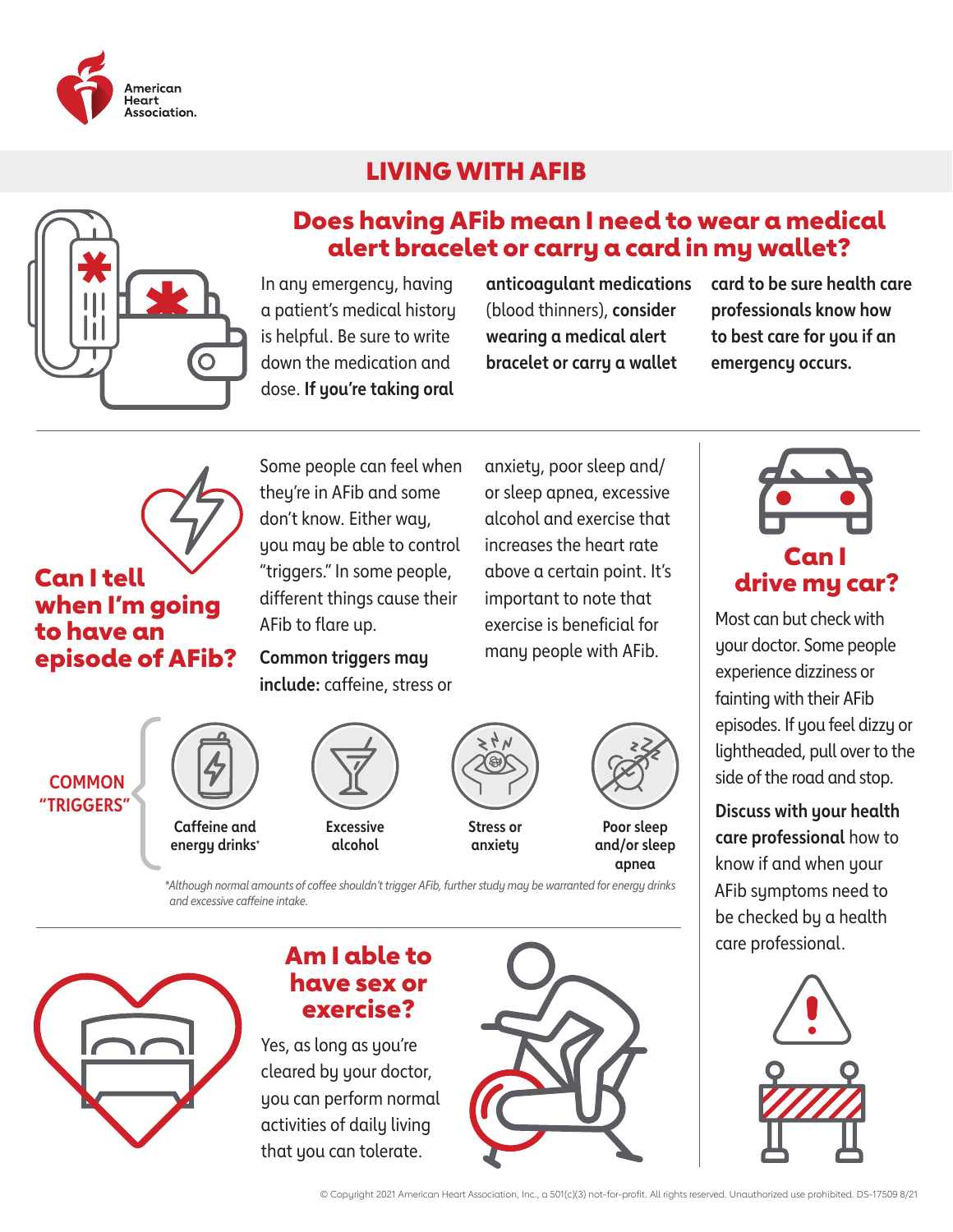# LIVING WITH AFIB

## Does having AFib mean I need to wear a medical alert bracelet or carry a card in my wallet?

In any emergency, having a patient's medical history is helpful. Be sure to write down the medication and dose. **If you're taking oral anticoagulant medications** (blood thinners), **consider wearing a medical alert bracelet or carry a wallet card to be sure health care professionals know how to best care for you if an emergency occurs.**

## Can I tell when I'm going to have an episode of AFib?

Some people can feel when they're in AFib and some don't know. Either way, you may be able to control "triggers." In some people, different things cause their AFib to flare up.

**Common triggers may include:** caffeine, stress or anxiety, poor sleep and/or sleep apnea, excessive alcohol and exercise that increases the heart rate above a certain point. It's important to note that exercise is beneficial for many people with AFib.

**COMMON "TRIGGERS"**

- Caffeine and energy drinks*
- Excessive alcohol
- Stress or anxiety
- Poor sleep and/or sleep apnea

*\*Although normal amounts of coffee shouldn't trigger AFib, further study may be warranted for energy drinks and excessive caffeine intake.*

## Am I able to have sex or exercise?

Yes, as long as you're cleared by your doctor, you can perform normal activities of daily living that you can tolerate.

## Can I drive my car?

Most can but check with your doctor. Some people experience dizziness or fainting with their AFib episodes. If you feel dizzy or lightheaded, pull over to the side of the road and stop.

**Discuss with your health care professional** how to know if and when your AFib symptoms need to be checked by a health care professional.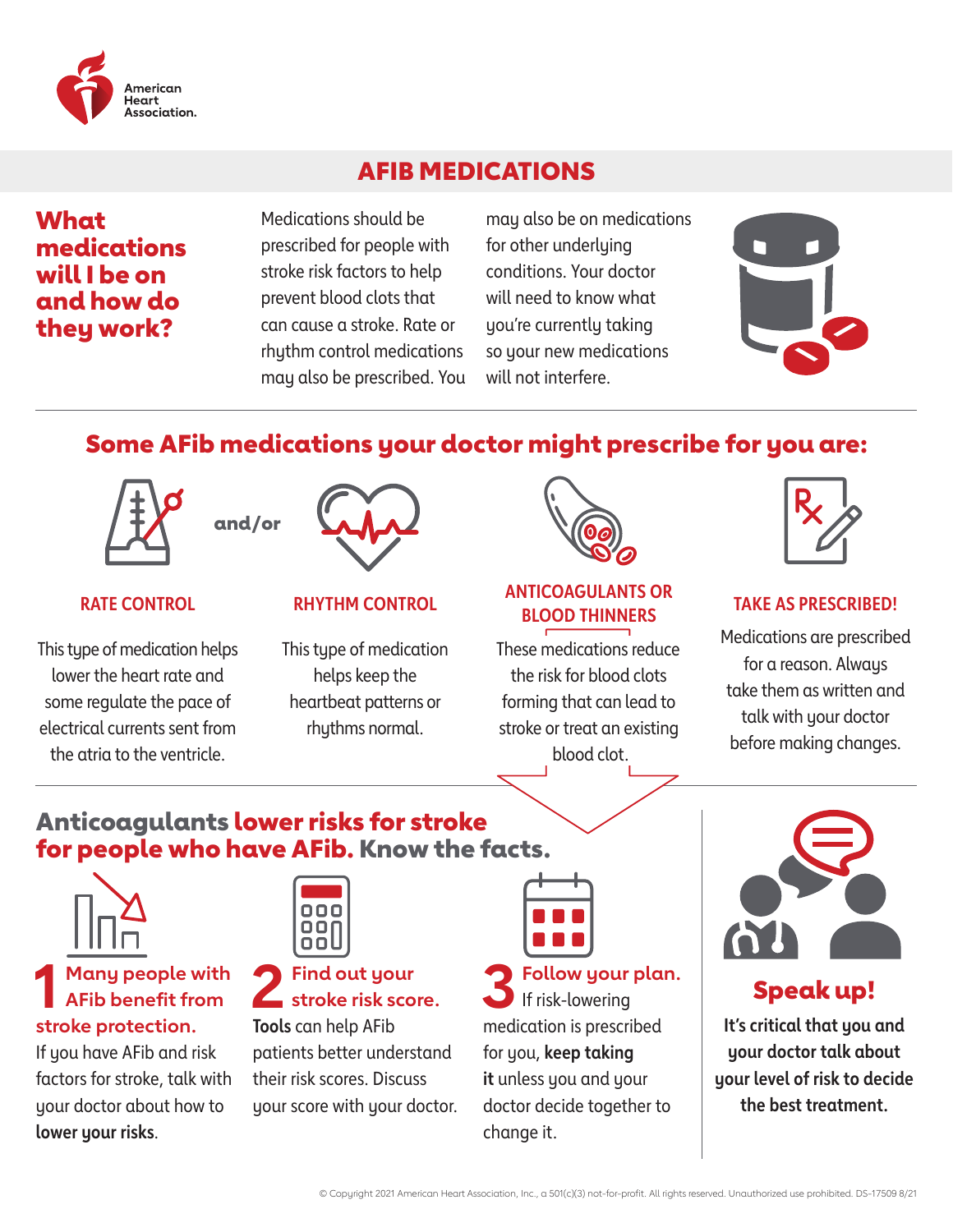American Heart Association.

# AFIB MEDICATIONS

## What medications will I be on and how do they work?

Medications should be prescribed for people with stroke risk factors to help prevent blood clots that can cause a stroke. Rate or rhythm control medications may also be prescribed. You may also be on medications for other underlying conditions. Your doctor will need to know what you're currently taking so your new medications will not interfere.

## Some AFib medications your doctor might prescribe for you are:

and/or

### RATE CONTROL

This type of medication helps lower the heart rate and some regulate the pace of electrical currents sent from the atria to the ventricle.

### RHYTHM CONTROL

This type of medication helps keep the heartbeat patterns or rhythms normal.

### ANTICOAGULANTS OR BLOOD THINNERS

These medications reduce the risk for blood clots forming that can lead to stroke or treat an existing blood clot.

### TAKE AS PRESCRIBED!

Medications are prescribed for a reason. Always take them as written and talk with your doctor before making changes.

## Anticoagulants lower risks for stroke for people who have AFib. Know the facts.

**1 Many people with AFib benefit from stroke protection.**

If you have AFib and risk factors for stroke, talk with your doctor about how to **lower your risks**.

**2 Find out your stroke risk score.**

**Tools** can help AFib patients better understand their risk scores. Discuss your score with your doctor.

**3 Follow your plan.**

If risk-lowering medication is prescribed for you, **keep taking it** unless you and your doctor decide together to change it.

### Speak up!

**It's critical that you and your doctor talk about your level of risk to decide the best treatment.**

© Copyright 2021 American Heart Association, Inc., a 501(c)(3) not-for-profit. All rights reserved. Unauthorized use prohibited. DS-17509 8/21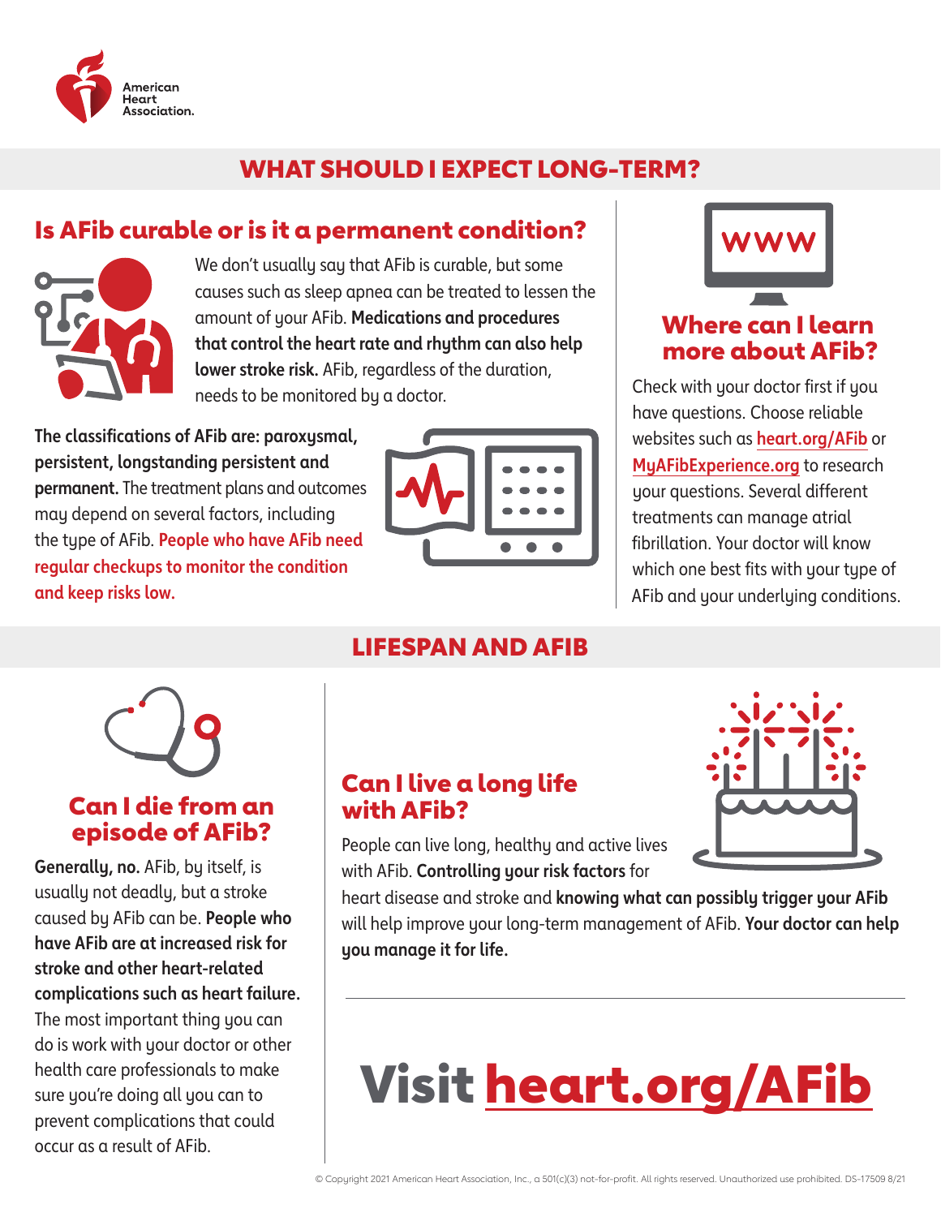American Heart Association.

## WHAT SHOULD I EXPECT LONG-TERM?

### Is AFib curable or is it a permanent condition?

We don't usually say that AFib is curable, but some causes such as sleep apnea can be treated to lessen the amount of your AFib. **Medications and procedures that control the heart rate and rhythm can also help lower stroke risk.** AFib, regardless of the duration, needs to be monitored by a doctor.

**The classifications of AFib are: paroxysmal, persistent, longstanding persistent and permanent.** The treatment plans and outcomes may depend on several factors, including the type of AFib. **People who have AFib need regular checkups to monitor the condition and keep risks low.**

### Where can I learn more about AFib?

Check with your doctor first if you have questions. Choose reliable websites such as **heart.org/AFib** or **MyAFibExperience.org** to research your questions. Several different treatments can manage atrial fibrillation. Your doctor will know which one best fits with your type of AFib and your underlying conditions.

## LIFESPAN AND AFIB

### Can I die from an episode of AFib?

**Generally, no.** AFib, by itself, is usually not deadly, but a stroke caused by AFib can be. **People who have AFib are at increased risk for stroke and other heart-related complications such as heart failure.** The most important thing you can do is work with your doctor or other health care professionals to make sure you're doing all you can to prevent complications that could occur as a result of AFib.

### Can I live a long life with AFib?

People can live long, healthy and active lives with AFib. **Controlling your risk factors** for heart disease and stroke and **knowing what can possibly trigger your AFib** will help improve your long-term management of AFib. **Your doctor can help you manage it for life.**

# Visit heart.org/AFib

© Copyright 2021 American Heart Association, Inc., a 501(c)(3) not-for-profit. All rights reserved. Unauthorized use prohibited. DS-17509 8/21